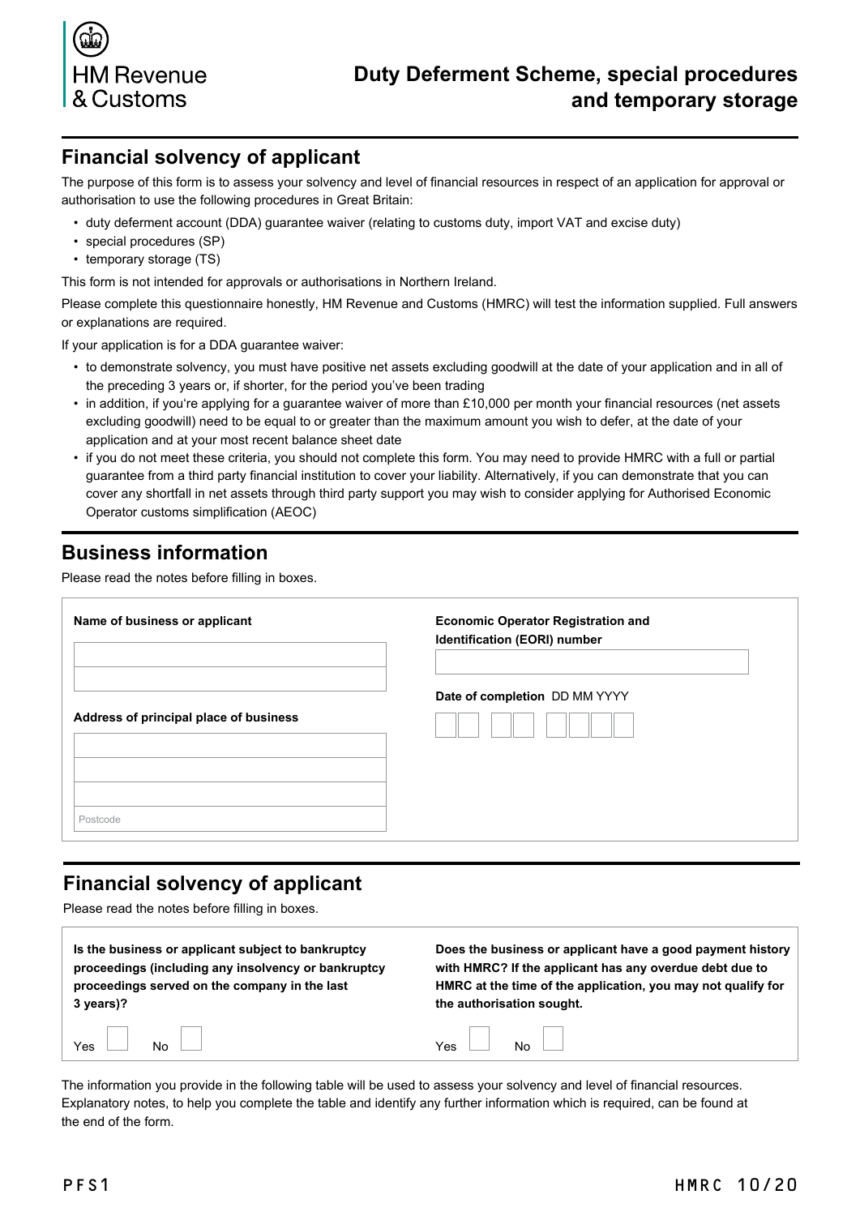HM Revenue & Customs

# Duty Deferment Scheme, special procedures and temporary storage

## Financial solvency of applicant

The purpose of this form is to assess your solvency and level of financial resources in respect of an application for approval or authorisation to use the following procedures in Great Britain:

- duty deferment account (DDA) guarantee waiver (relating to customs duty, import VAT and excise duty)
- special procedures (SP)
- temporary storage (TS)

This form is not intended for approvals or authorisations in Northern Ireland.

Please complete this questionnaire honestly, HM Revenue and Customs (HMRC) will test the information supplied. Full answers or explanations are required.

If your application is for a DDA guarantee waiver:

- to demonstrate solvency, you must have positive net assets excluding goodwill at the date of your application and in all of the preceding 3 years or, if shorter, for the period you've been trading
- in addition, if you're applying for a guarantee waiver of more than £10,000 per month your financial resources (net assets excluding goodwill) need to be equal to or greater than the maximum amount you wish to defer, at the date of your application and at your most recent balance sheet date
- if you do not meet these criteria, you should not complete this form. You may need to provide HMRC with a full or partial guarantee from a third party financial institution to cover your liability. Alternatively, if you can demonstrate that you can cover any shortfall in net assets through third party support you may wish to consider applying for Authorised Economic Operator customs simplification (AEOC)

## Business information

Please read the notes before filling in boxes.

**Name of business or applicant**

**Address of principal place of business**

Postcode

**Economic Operator Registration and Identification (EORI) number**

**Date of completion** DD MM YYYY

## Financial solvency of applicant

Please read the notes before filling in boxes.

**Is the business or applicant subject to bankruptcy proceedings (including any insolvency or bankruptcy proceedings served on the company in the last 3 years)?**

Yes ☐ No ☐

**Does the business or applicant have a good payment history with HMRC? If the applicant has any overdue debt due to HMRC at the time of the application, you may not qualify for the authorisation sought.**

Yes ☐ No ☐

The information you provide in the following table will be used to assess your solvency and level of financial resources. Explanatory notes, to help you complete the table and identify any further information which is required, can be found at the end of the form.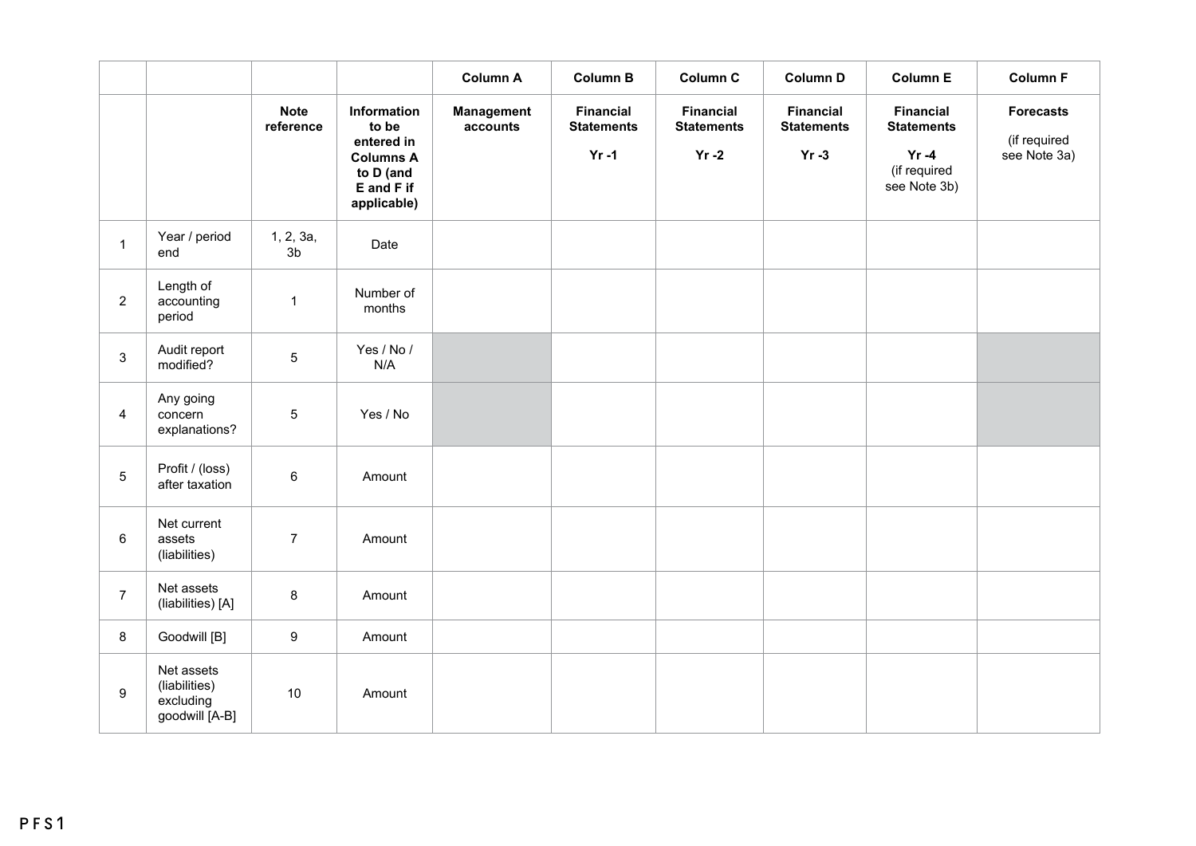| | | | | Column A | Column B | Column C | Column D | Column E | Column F |
|---|---|---|---|---|---|---|---|---|---|
| | | **Note reference** | **Information to be entered in Columns A to D (and E and F if applicable)** | **Management accounts** | **Financial Statements Yr -1** | **Financial Statements Yr -2** | **Financial Statements Yr -3** | **Financial Statements Yr -4** (if required see Note 3b) | **Forecasts** (if required see Note 3a) |
| 1 | Year / period end | 1, 2, 3a, 3b | Date | | | | | | |
| 2 | Length of accounting period | 1 | Number of months | | | | | | |
| 3 | Audit report modified? | 5 | Yes / No / N/A | | | | | | |
| 4 | Any going concern explanations? | 5 | Yes / No | | | | | | |
| 5 | Profit / (loss) after taxation | 6 | Amount | | | | | | |
| 6 | Net current assets (liabilities) | 7 | Amount | | | | | | |
| 7 | Net assets (liabilities) [A] | 8 | Amount | | | | | | |
| 8 | Goodwill [B] | 9 | Amount | | | | | | |
| 9 | Net assets (liabilities) excluding goodwill [A-B] | 10 | Amount | | | | | | |

PFS1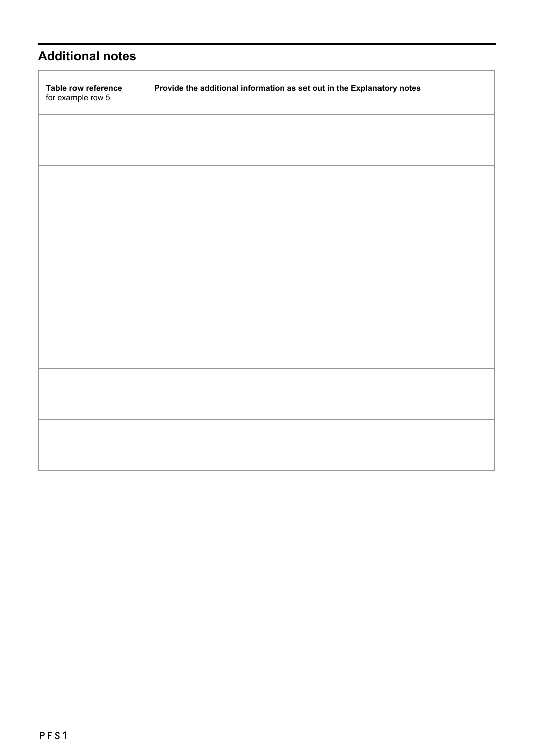## Additional notes

| **Table row reference** for example row 5 | **Provide the additional information as set out in the Explanatory notes** |
|---|---|
| | |
| | |
| | |
| | |
| | |
| | |
| | |

PFS1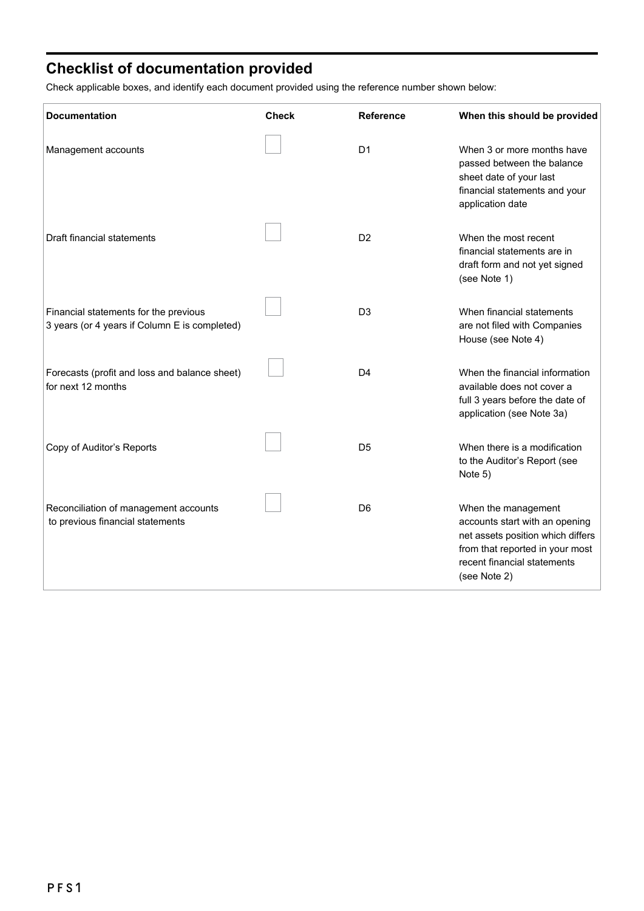## Checklist of documentation provided

Check applicable boxes, and identify each document provided using the reference number shown below:

| Documentation | Check | Reference | When this should be provided |
|---|---|---|---|
| Management accounts | ☐ | D1 | When 3 or more months have passed between the balance sheet date of your last financial statements and your application date |
| Draft financial statements | ☐ | D2 | When the most recent financial statements are in draft form and not yet signed (see Note 1) |
| Financial statements for the previous 3 years (or 4 years if Column E is completed) | ☐ | D3 | When financial statements are not filed with Companies House (see Note 4) |
| Forecasts (profit and loss and balance sheet) for next 12 months | ☐ | D4 | When the financial information available does not cover a full 3 years before the date of application (see Note 3a) |
| Copy of Auditor's Reports | ☐ | D5 | When there is a modification to the Auditor's Report (see Note 5) |
| Reconciliation of management accounts to previous financial statements | ☐ | D6 | When the management accounts start with an opening net assets position which differs from that reported in your most recent financial statements (see Note 2) |

PFS1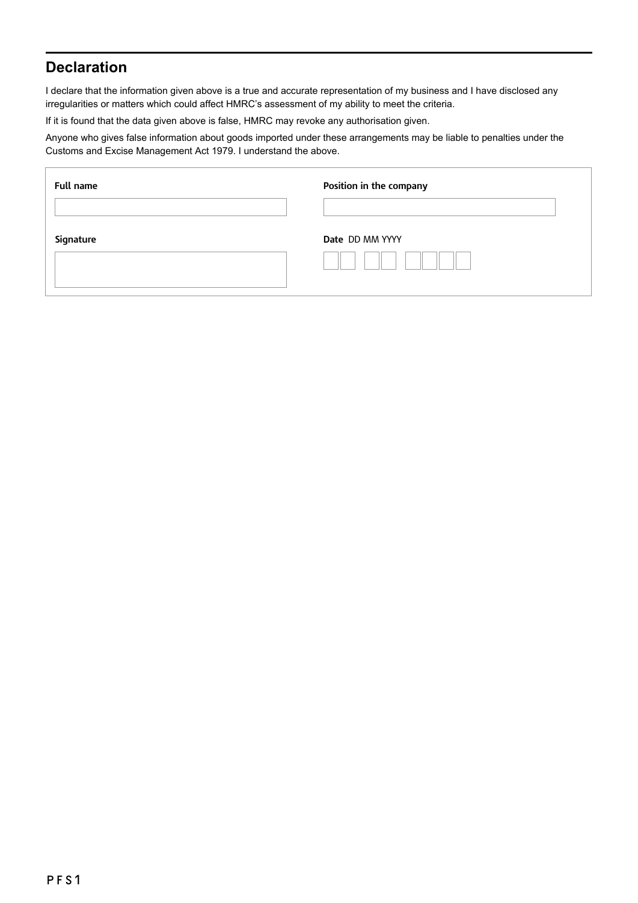## Declaration

I declare that the information given above is a true and accurate representation of my business and I have disclosed any irregularities or matters which could affect HMRC's assessment of my ability to meet the criteria.

If it is found that the data given above is false, HMRC may revoke any authorisation given.

Anyone who gives false information about goods imported under these arrangements may be liable to penalties under the Customs and Excise Management Act 1979. I understand the above.

**Full name**

**Position in the company**

**Signature**

**Date** DD MM YYYY

PFS1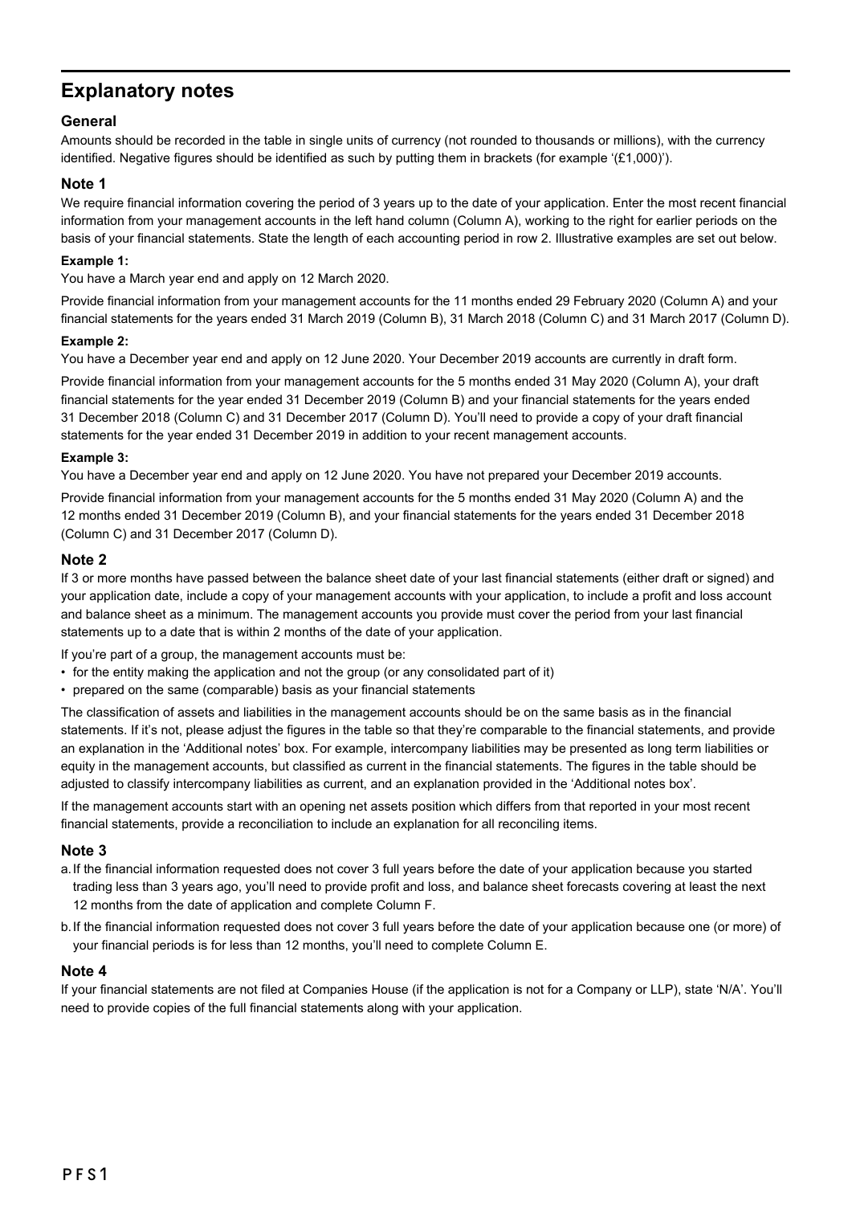# Explanatory notes

## General

Amounts should be recorded in the table in single units of currency (not rounded to thousands or millions), with the currency identified. Negative figures should be identified as such by putting them in brackets (for example '(£1,000)').

## Note 1

We require financial information covering the period of 3 years up to the date of your application. Enter the most recent financial information from your management accounts in the left hand column (Column A), working to the right for earlier periods on the basis of your financial statements. State the length of each accounting period in row 2. Illustrative examples are set out below.

**Example 1:**

You have a March year end and apply on 12 March 2020.

Provide financial information from your management accounts for the 11 months ended 29 February 2020 (Column A) and your financial statements for the years ended 31 March 2019 (Column B), 31 March 2018 (Column C) and 31 March 2017 (Column D).

**Example 2:**

You have a December year end and apply on 12 June 2020. Your December 2019 accounts are currently in draft form.

Provide financial information from your management accounts for the 5 months ended 31 May 2020 (Column A), your draft financial statements for the year ended 31 December 2019 (Column B) and your financial statements for the years ended 31 December 2018 (Column C) and 31 December 2017 (Column D). You'll need to provide a copy of your draft financial statements for the year ended 31 December 2019 in addition to your recent management accounts.

**Example 3:**

You have a December year end and apply on 12 June 2020. You have not prepared your December 2019 accounts.

Provide financial information from your management accounts for the 5 months ended 31 May 2020 (Column A) and the 12 months ended 31 December 2019 (Column B), and your financial statements for the years ended 31 December 2018 (Column C) and 31 December 2017 (Column D).

## Note 2

If 3 or more months have passed between the balance sheet date of your last financial statements (either draft or signed) and your application date, include a copy of your management accounts with your application, to include a profit and loss account and balance sheet as a minimum. The management accounts you provide must cover the period from your last financial statements up to a date that is within 2 months of the date of your application.

If you're part of a group, the management accounts must be:

- for the entity making the application and not the group (or any consolidated part of it)
- prepared on the same (comparable) basis as your financial statements

The classification of assets and liabilities in the management accounts should be on the same basis as in the financial statements. If it's not, please adjust the figures in the table so that they're comparable to the financial statements, and provide an explanation in the 'Additional notes' box. For example, intercompany liabilities may be presented as long term liabilities or equity in the management accounts, but classified as current in the financial statements. The figures in the table should be adjusted to classify intercompany liabilities as current, and an explanation provided in the 'Additional notes box'.

If the management accounts start with an opening net assets position which differs from that reported in your most recent financial statements, provide a reconciliation to include an explanation for all reconciling items.

## Note 3

a. If the financial information requested does not cover 3 full years before the date of your application because you started trading less than 3 years ago, you'll need to provide profit and loss, and balance sheet forecasts covering at least the next 12 months from the date of application and complete Column F.

b. If the financial information requested does not cover 3 full years before the date of your application because one (or more) of your financial periods is for less than 12 months, you'll need to complete Column E.

## Note 4

If your financial statements are not filed at Companies House (if the application is not for a Company or LLP), state 'N/A'. You'll need to provide copies of the full financial statements along with your application.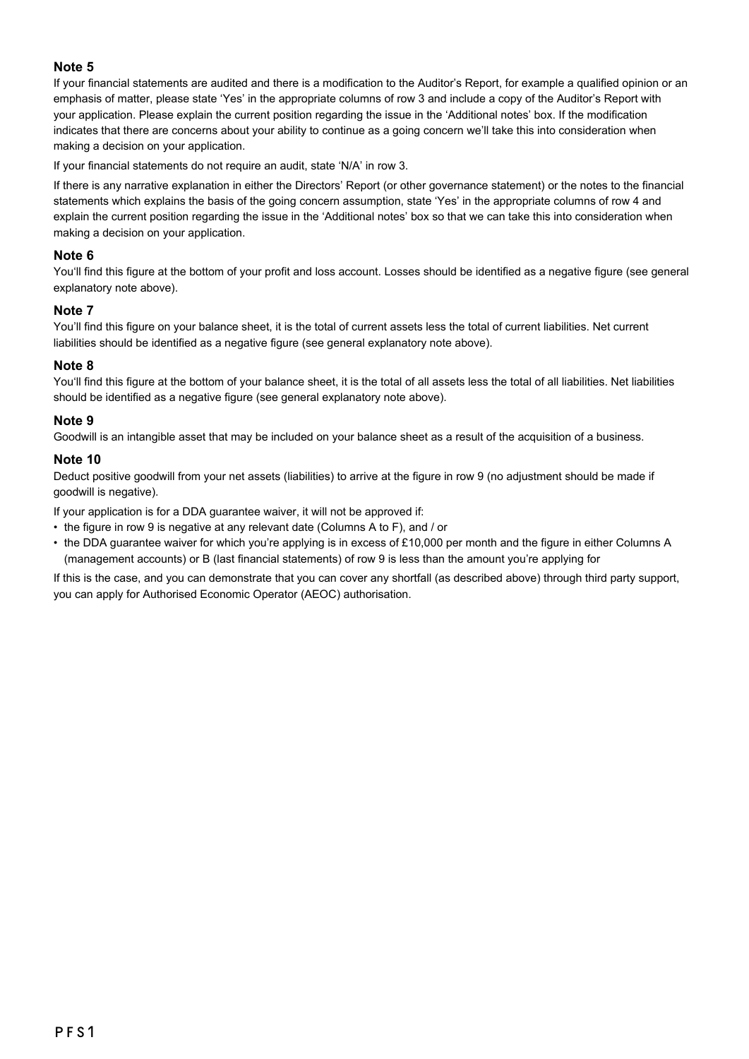## Note 5

If your financial statements are audited and there is a modification to the Auditor's Report, for example a qualified opinion or an emphasis of matter, please state 'Yes' in the appropriate columns of row 3 and include a copy of the Auditor's Report with your application. Please explain the current position regarding the issue in the 'Additional notes' box. If the modification indicates that there are concerns about your ability to continue as a going concern we'll take this into consideration when making a decision on your application.

If your financial statements do not require an audit, state 'N/A' in row 3.

If there is any narrative explanation in either the Directors' Report (or other governance statement) or the notes to the financial statements which explains the basis of the going concern assumption, state 'Yes' in the appropriate columns of row 4 and explain the current position regarding the issue in the 'Additional notes' box so that we can take this into consideration when making a decision on your application.

## Note 6

You'll find this figure at the bottom of your profit and loss account. Losses should be identified as a negative figure (see general explanatory note above).

## Note 7

You'll find this figure on your balance sheet, it is the total of current assets less the total of current liabilities. Net current liabilities should be identified as a negative figure (see general explanatory note above).

## Note 8

You'll find this figure at the bottom of your balance sheet, it is the total of all assets less the total of all liabilities. Net liabilities should be identified as a negative figure (see general explanatory note above).

## Note 9

Goodwill is an intangible asset that may be included on your balance sheet as a result of the acquisition of a business.

## Note 10

Deduct positive goodwill from your net assets (liabilities) to arrive at the figure in row 9 (no adjustment should be made if goodwill is negative).

If your application is for a DDA guarantee waiver, it will not be approved if:

- the figure in row 9 is negative at any relevant date (Columns A to F), and / or
- the DDA guarantee waiver for which you're applying is in excess of £10,000 per month and the figure in either Columns A (management accounts) or B (last financial statements) of row 9 is less than the amount you're applying for

If this is the case, and you can demonstrate that you can cover any shortfall (as described above) through third party support, you can apply for Authorised Economic Operator (AEOC) authorisation.